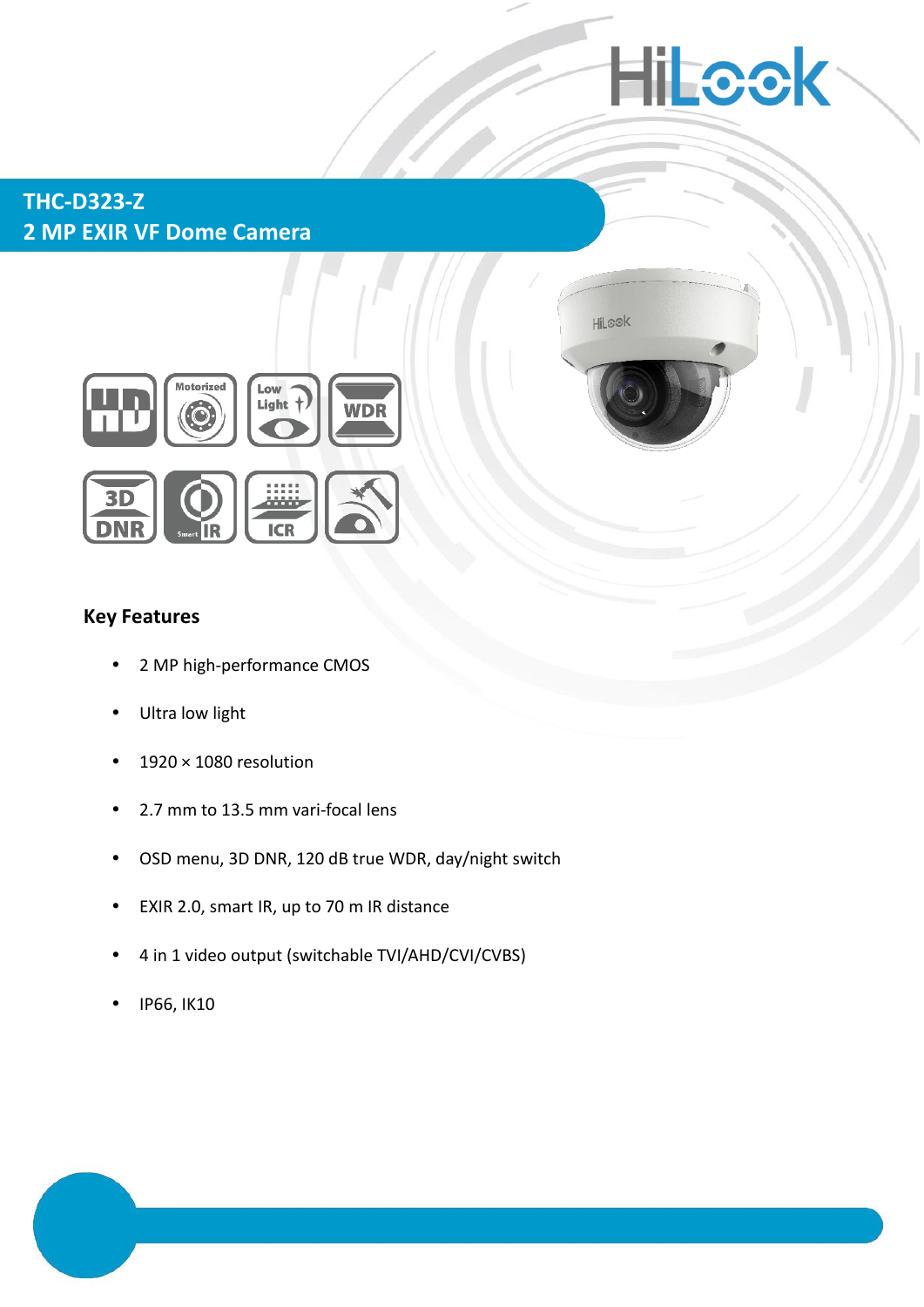# THC-D323-Z

## 2 MP EXIR VF Dome Camera

### Key Features

- 2 MP high-performance CMOS
- Ultra low light
- 1920 × 1080 resolution
- 2.7 mm to 13.5 mm vari-focal lens
- OSD menu, 3D DNR, 120 dB true WDR, day/night switch
- EXIR 2.0, smart IR, up to 70 m IR distance
- 4 in 1 video output (switchable TVI/AHD/CVI/CVBS)
- IP66, IK10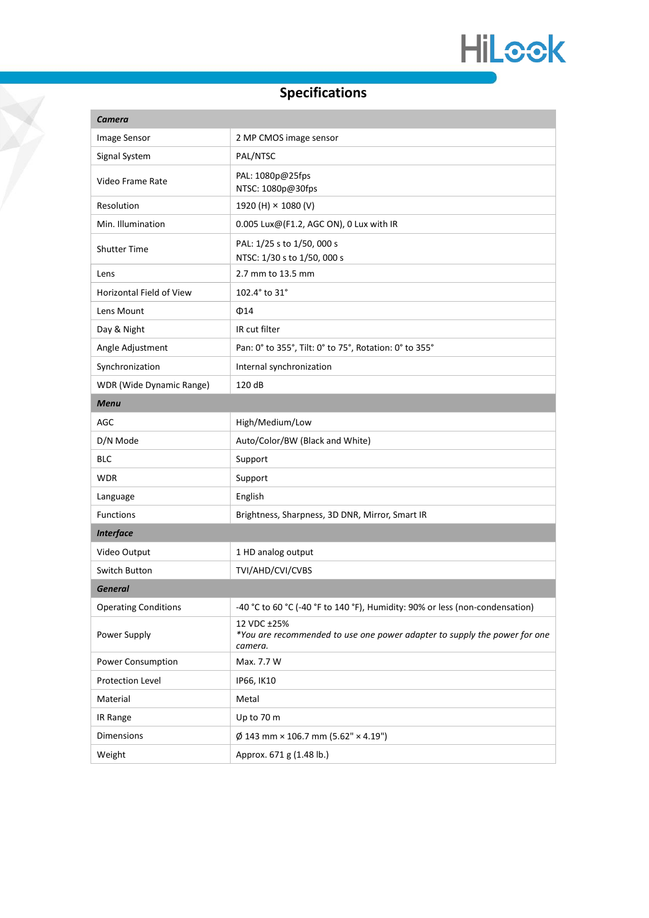## Specifications

| ***Camera*** | |
|---|---|
| Image Sensor | 2 MP CMOS image sensor |
| Signal System | PAL/NTSC |
| Video Frame Rate | PAL: 1080p@25fps<br>NTSC: 1080p@30fps |
| Resolution | 1920 (H) × 1080 (V) |
| Min. Illumination | 0.005 Lux@(F1.2, AGC ON), 0 Lux with IR |
| Shutter Time | PAL: 1/25 s to 1/50, 000 s<br>NTSC: 1/30 s to 1/50, 000 s |
| Lens | 2.7 mm to 13.5 mm |
| Horizontal Field of View | 102.4° to 31° |
| Lens Mount | Φ14 |
| Day & Night | IR cut filter |
| Angle Adjustment | Pan: 0° to 355°, Tilt: 0° to 75°, Rotation: 0° to 355° |
| Synchronization | Internal synchronization |
| WDR (Wide Dynamic Range) | 120 dB |
| ***Menu*** | |
| AGC | High/Medium/Low |
| D/N Mode | Auto/Color/BW (Black and White) |
| BLC | Support |
| WDR | Support |
| Language | English |
| Functions | Brightness, Sharpness, 3D DNR, Mirror, Smart IR |
| ***Interface*** | |
| Video Output | 1 HD analog output |
| Switch Button | TVI/AHD/CVI/CVBS |
| ***General*** | |
| Operating Conditions | -40 °C to 60 °C (-40 °F to 140 °F), Humidity: 90% or less (non-condensation) |
| Power Supply | 12 VDC ±25%<br>*\*You are recommended to use one power adapter to supply the power for one camera.* |
| Power Consumption | Max. 7.7 W |
| Protection Level | IP66, IK10 |
| Material | Metal |
| IR Range | Up to 70 m |
| Dimensions | Ø 143 mm × 106.7 mm (5.62" × 4.19") |
| Weight | Approx. 671 g (1.48 lb.) |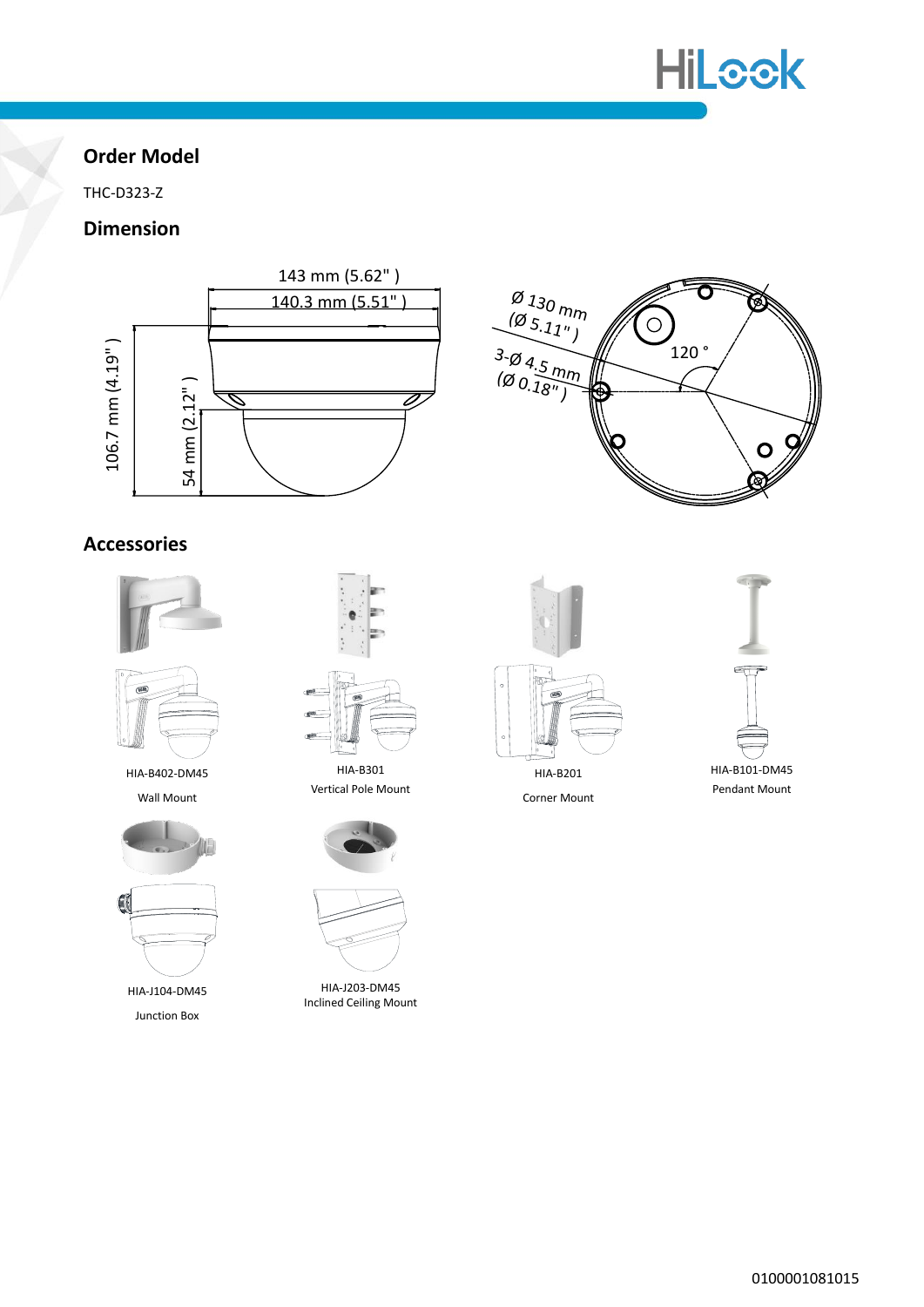## Order Model

THC-D323-Z

## Dimension

143 mm (5.62" )

140.3 mm (5.51" )

106.7 mm (4.19" )

54 mm (2.12" )

Ø 130 mm
(Ø 5.11" )

3-Ø 4.5 mm
(Ø 0.18" )

120 °

## Accessories

HIA-B402-DM45

Wall Mount

HIA-B301

Vertical Pole Mount

HIA-B201

Corner Mount

HIA-B101-DM45

Pendant Mount

HIA-J104-DM45

Junction Box

HIA-J203-DM45

Inclined Ceiling Mount

0100001081015